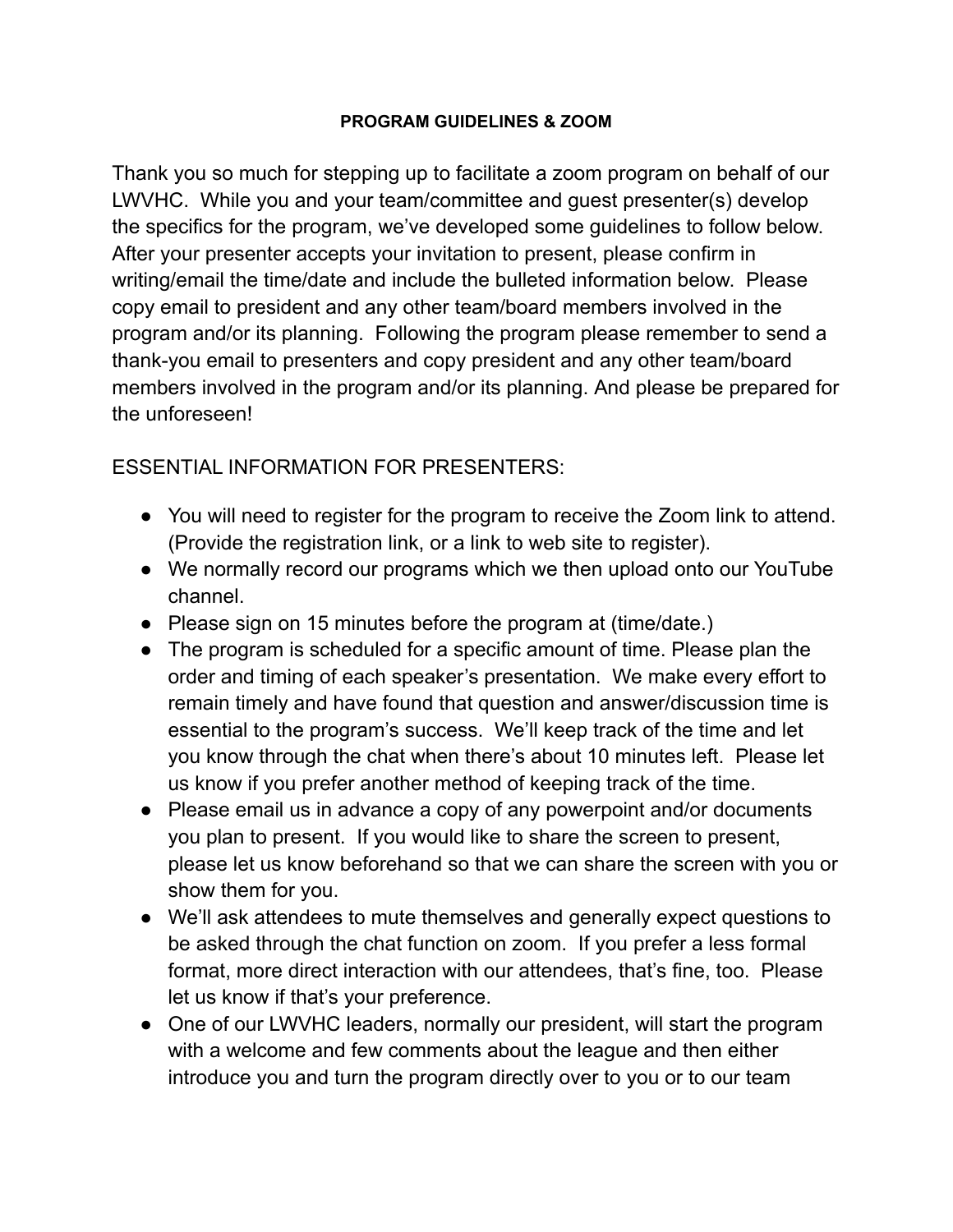**PROGRAM GUIDELINES & ZOOM**

Thank you so much for stepping up to facilitate a zoom program on behalf of our LWVHC. While you and your team/committee and guest presenter(s) develop the specifics for the program, we've developed some guidelines to follow below. After your presenter accepts your invitation to present, please confirm in writing/email the time/date and include the bulleted information below. Please copy email to president and any other team/board members involved in the program and/or its planning. Following the program please remember to send a thank-you email to presenters and copy president and any other team/board members involved in the program and/or its planning. And please be prepared for the unforeseen!

ESSENTIAL INFORMATION FOR PRESENTERS:

- You will need to register for the program to receive the Zoom link to attend. (Provide the registration link, or a link to web site to register).
- We normally record our programs which we then upload onto our YouTube channel.
- Please sign on 15 minutes before the program at (time/date.)
- The program is scheduled for a specific amount of time. Please plan the order and timing of each speaker's presentation. We make every effort to remain timely and have found that question and answer/discussion time is essential to the program's success. We'll keep track of the time and let you know through the chat when there's about 10 minutes left. Please let us know if you prefer another method of keeping track of the time.
- Please email us in advance a copy of any powerpoint and/or documents you plan to present. If you would like to share the screen to present, please let us know beforehand so that we can share the screen with you or show them for you.
- We'll ask attendees to mute themselves and generally expect questions to be asked through the chat function on zoom. If you prefer a less formal format, more direct interaction with our attendees, that's fine, too. Please let us know if that's your preference.
- One of our LWVHC leaders, normally our president, will start the program with a welcome and few comments about the league and then either introduce you and turn the program directly over to you or to our team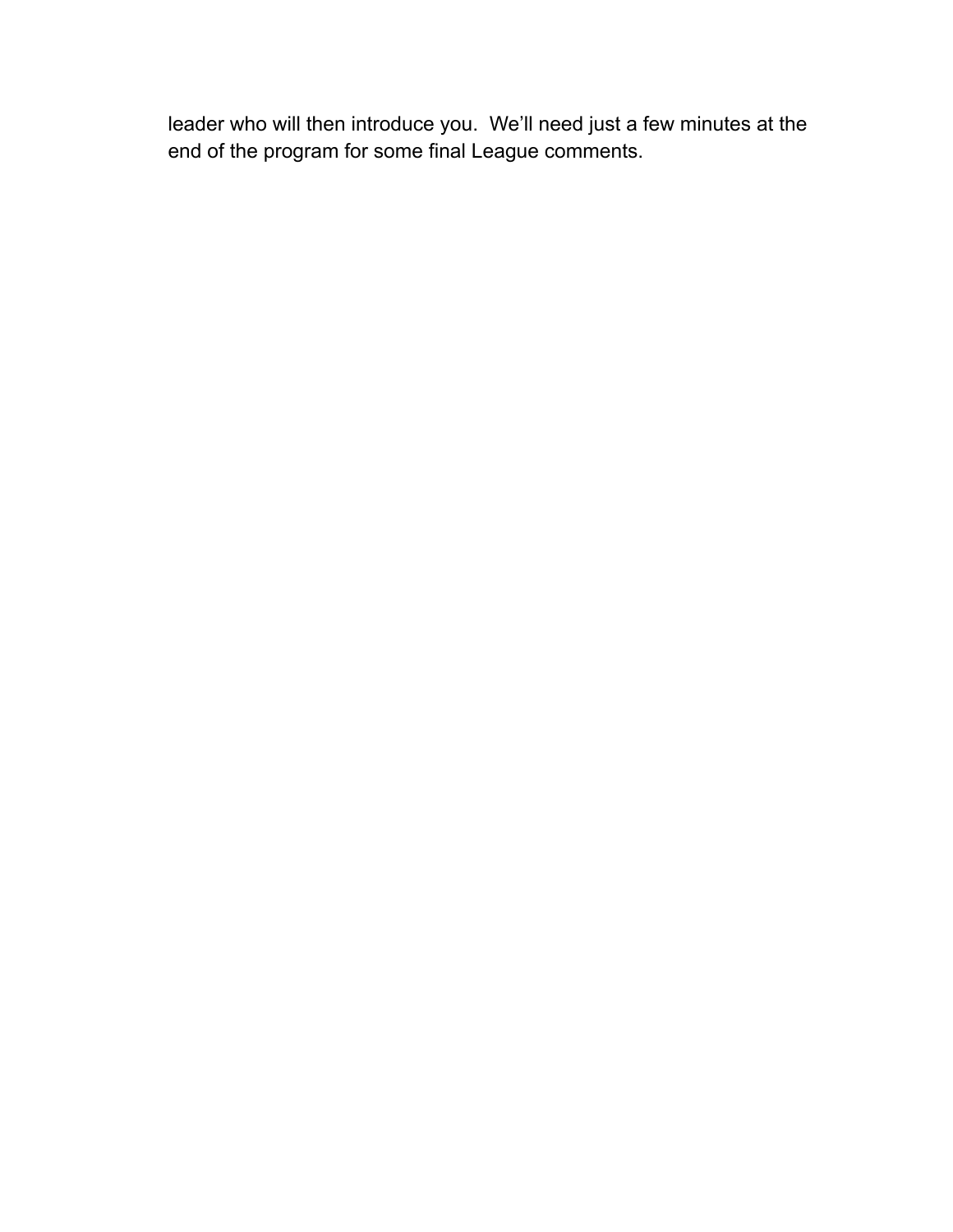leader who will then introduce you.  We'll need just a few minutes at the end of the program for some final League comments.